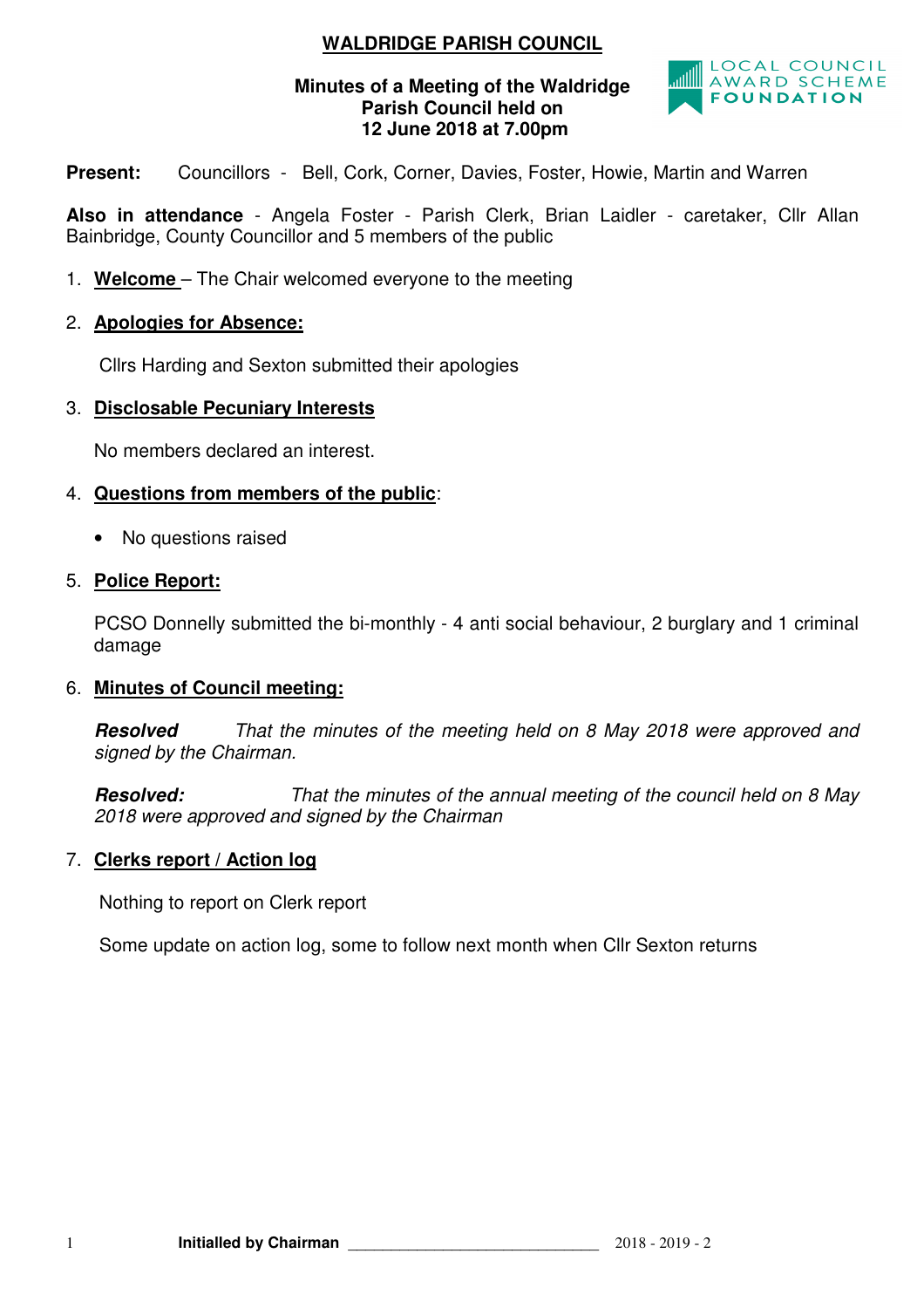# WALDRIDGE PARISH COUNCIL

**Minutes of a Meeting of the Waldridge Parish Council held on 12 June 2018 at 7.00pm**

LOCAL COUNCIL AWARD SCHEME FOUNDATION

**Present:** Councillors - Bell, Cork, Corner, Davies, Foster, Howie, Martin and Warren

**Also in attendance** - Angela Foster - Parish Clerk, Brian Laidler - caretaker, Cllr Allan Bainbridge, County Councillor and 5 members of the public

1. **Welcome** – The Chair welcomed everyone to the meeting

2. **Apologies for Absence:**

   Cllrs Harding and Sexton submitted their apologies

3. **Disclosable Pecuniary Interests**

   No members declared an interest.

4. **Questions from members of the public**:

   - No questions raised

5. **Police Report:**

   PCSO Donnelly submitted the bi-monthly - 4 anti social behaviour, 2 burglary and 1 criminal damage

6. **Minutes of Council meeting:**

   ***Resolved*** *That the minutes of the meeting held on 8 May 2018 were approved and signed by the Chairman.*

   ***Resolved:*** *That the minutes of the annual meeting of the council held on 8 May 2018 were approved and signed by the Chairman*

7. **Clerks report / Action log**

   Nothing to report on Clerk report

   Some update on action log, some to follow next month when Cllr Sexton returns

**Initialled by Chairman** ______________________________ 2018 - 2019 - 2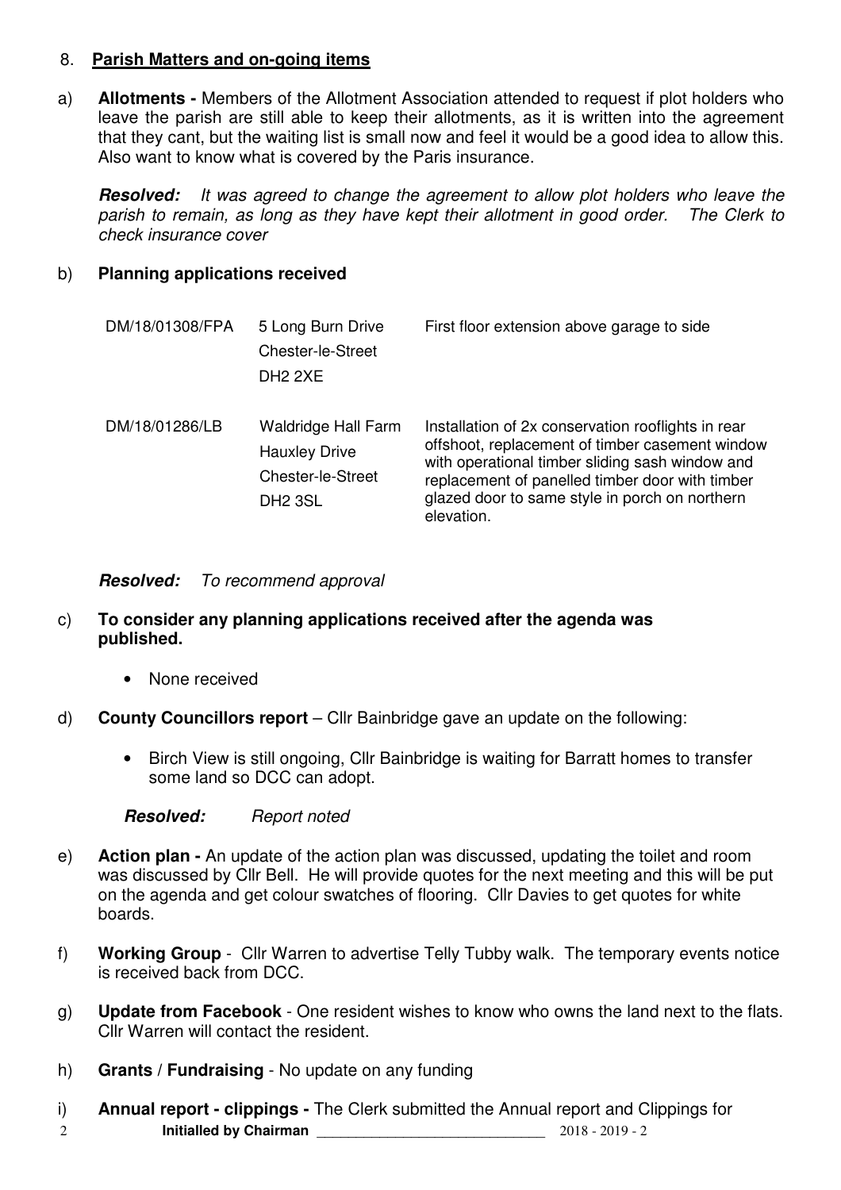## 8. **Parish Matters and on-going items**

a) **Allotments -** Members of the Allotment Association attended to request if plot holders who leave the parish are still able to keep their allotments, as it is written into the agreement that they cant, but the waiting list is small now and feel it would be a good idea to allow this. Also want to know what is covered by the Paris insurance.

***Resolved:*** *It was agreed to change the agreement to allow plot holders who leave the parish to remain, as long as they have kept their allotment in good order. The Clerk to check insurance cover*

b) **Planning applications received**

| | | |
|---|---|---|
| DM/18/01308/FPA | 5 Long Burn Drive<br>Chester-le-Street<br>DH2 2XE | First floor extension above garage to side |
| DM/18/01286/LB | Waldridge Hall Farm<br>Hauxley Drive<br>Chester-le-Street<br>DH2 3SL | Installation of 2x conservation rooflights in rear offshoot, replacement of timber casement window with operational timber sliding sash window and replacement of panelled timber door with timber glazed door to same style in porch on northern elevation. |

***Resolved:*** *To recommend approval*

c) **To consider any planning applications received after the agenda was published.**

- None received

d) **County Councillors report** – Cllr Bainbridge gave an update on the following:

- Birch View is still ongoing, Cllr Bainbridge is waiting for Barratt homes to transfer some land so DCC can adopt.

***Resolved:*** *Report noted*

e) **Action plan -** An update of the action plan was discussed, updating the toilet and room was discussed by Cllr Bell. He will provide quotes for the next meeting and this will be put on the agenda and get colour swatches of flooring. Cllr Davies to get quotes for white boards.

f) **Working Group** - Cllr Warren to advertise Telly Tubby walk. The temporary events notice is received back from DCC.

g) **Update from Facebook** - One resident wishes to know who owns the land next to the flats. Cllr Warren will contact the resident.

h) **Grants / Fundraising** - No update on any funding

i) **Annual report - clippings -** The Clerk submitted the Annual report and Clippings for

**Initialled by Chairman** ____________________________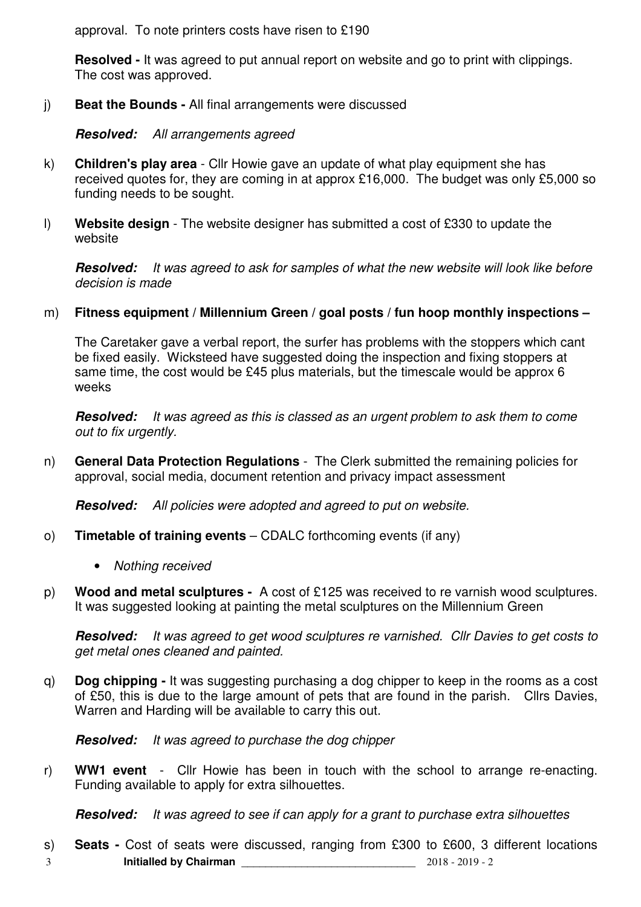approval. To note printers costs have risen to £190

**Resolved -** It was agreed to put annual report on website and go to print with clippings. The cost was approved.

j) **Beat the Bounds -** All final arrangements were discussed

***Resolved:*** *All arrangements agreed*

k) **Children's play area** - Cllr Howie gave an update of what play equipment she has received quotes for, they are coming in at approx £16,000. The budget was only £5,000 so funding needs to be sought.

l) **Website design** - The website designer has submitted a cost of £330 to update the website

***Resolved:*** *It was agreed to ask for samples of what the new website will look like before decision is made*

m) **Fitness equipment / Millennium Green / goal posts / fun hoop monthly inspections –**

The Caretaker gave a verbal report, the surfer has problems with the stoppers which cant be fixed easily. Wicksteed have suggested doing the inspection and fixing stoppers at same time, the cost would be £45 plus materials, but the timescale would be approx 6 weeks

***Resolved:*** *It was agreed as this is classed as an urgent problem to ask them to come out to fix urgently.*

n) **General Data Protection Regulations** - The Clerk submitted the remaining policies for approval, social media, document retention and privacy impact assessment

***Resolved:*** *All policies were adopted and agreed to put on website.*

o) **Timetable of training events** – CDALC forthcoming events (if any)

- *Nothing received*

p) **Wood and metal sculptures -** A cost of £125 was received to re varnish wood sculptures. It was suggested looking at painting the metal sculptures on the Millennium Green

***Resolved:*** *It was agreed to get wood sculptures re varnished. Cllr Davies to get costs to get metal ones cleaned and painted.*

q) **Dog chipping -** It was suggesting purchasing a dog chipper to keep in the rooms as a cost of £50, this is due to the large amount of pets that are found in the parish. Cllrs Davies, Warren and Harding will be available to carry this out.

***Resolved:*** *It was agreed to purchase the dog chipper*

r) **WW1 event** - Cllr Howie has been in touch with the school to arrange re-enacting. Funding available to apply for extra silhouettes.

***Resolved:*** *It was agreed to see if can apply for a grant to purchase extra silhouettes*

s) **Seats -** Cost of seats were discussed, ranging from £300 to £600, 3 different locations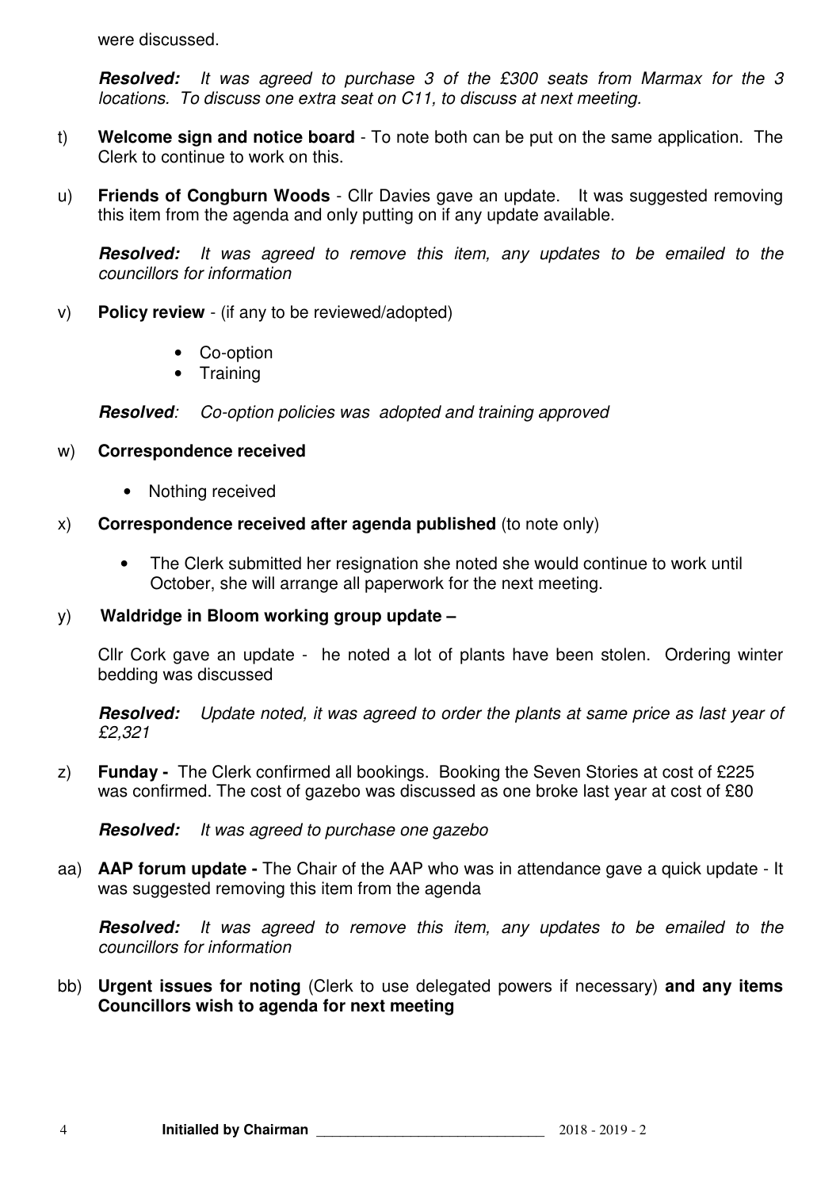were discussed.

***Resolved:*** *It was agreed to purchase 3 of the £300 seats from Marmax for the 3 locations. To discuss one extra seat on C11, to discuss at next meeting.*

t) **Welcome sign and notice board** - To note both can be put on the same application. The Clerk to continue to work on this.

u) **Friends of Congburn Woods** - Cllr Davies gave an update. It was suggested removing this item from the agenda and only putting on if any update available.

***Resolved:*** *It was agreed to remove this item, any updates to be emailed to the councillors for information*

v) **Policy review** - (if any to be reviewed/adopted)

- Co-option
- Training

***Resolved****:* *Co-option policies was adopted and training approved*

w) **Correspondence received**

- Nothing received

x) **Correspondence received after agenda published** (to note only)

- The Clerk submitted her resignation she noted she would continue to work until October, she will arrange all paperwork for the next meeting.

y) **Waldridge in Bloom working group update –**

Cllr Cork gave an update - he noted a lot of plants have been stolen. Ordering winter bedding was discussed

***Resolved:*** *Update noted, it was agreed to order the plants at same price as last year of £2,321*

z) **Funday -** The Clerk confirmed all bookings. Booking the Seven Stories at cost of £225 was confirmed. The cost of gazebo was discussed as one broke last year at cost of £80

***Resolved:*** *It was agreed to purchase one gazebo*

aa) **AAP forum update -** The Chair of the AAP who was in attendance gave a quick update - It was suggested removing this item from the agenda

***Resolved:*** *It was agreed to remove this item, any updates to be emailed to the councillors for information*

bb) **Urgent issues for noting** (Clerk to use delegated powers if necessary) **and any items Councillors wish to agenda for next meeting**

**Initialled by Chairman** \_\_\_\_\_\_\_\_\_\_\_\_\_\_\_\_\_\_\_\_\_\_\_\_\_\_\_\_\_\_ 2018 - 2019 - 2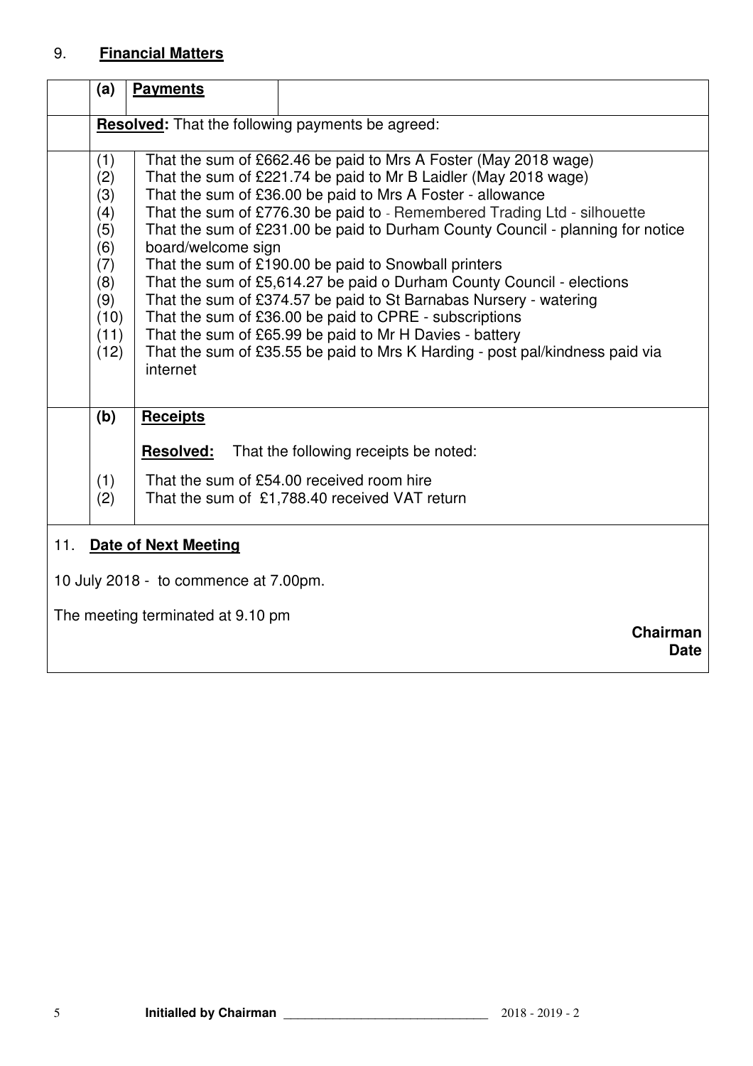## 9. **Financial Matters**

### (a) **Payments**

**Resolved:** That the following payments be agreed:

(1) That the sum of £662.46 be paid to Mrs A Foster (May 2018 wage)
(2) That the sum of £221.74 be paid to Mr B Laidler (May 2018 wage)
(3) That the sum of £36.00 be paid to Mrs A Foster - allowance
(4) That the sum of £776.30 be paid to - Remembered Trading Ltd - silhouette
(5) That the sum of £231.00 be paid to Durham County Council - planning for notice board/welcome sign
(6) That the sum of £190.00 be paid to Snowball printers
(7) That the sum of £5,614.27 be paid o Durham County Council - elections
(8) That the sum of £374.57 be paid to St Barnabas Nursery - watering
(9) That the sum of £36.00 be paid to CPRE - subscriptions
(10) That the sum of £65.99 be paid to Mr H Davies - battery
(11) That the sum of £35.55 be paid to Mrs K Harding - post pal/kindness paid via internet
(12)

### (b) **Receipts**

**Resolved:** That the following receipts be noted:

(1) That the sum of £54.00 received room hire
(2) That the sum of £1,788.40 received VAT return

## 11. **Date of Next Meeting**

10 July 2018 - to commence at 7.00pm.

The meeting terminated at 9.10 pm

**Chairman**
**Date**

**Initialled by Chairman** ______________________________ 2018 - 2019 - 2